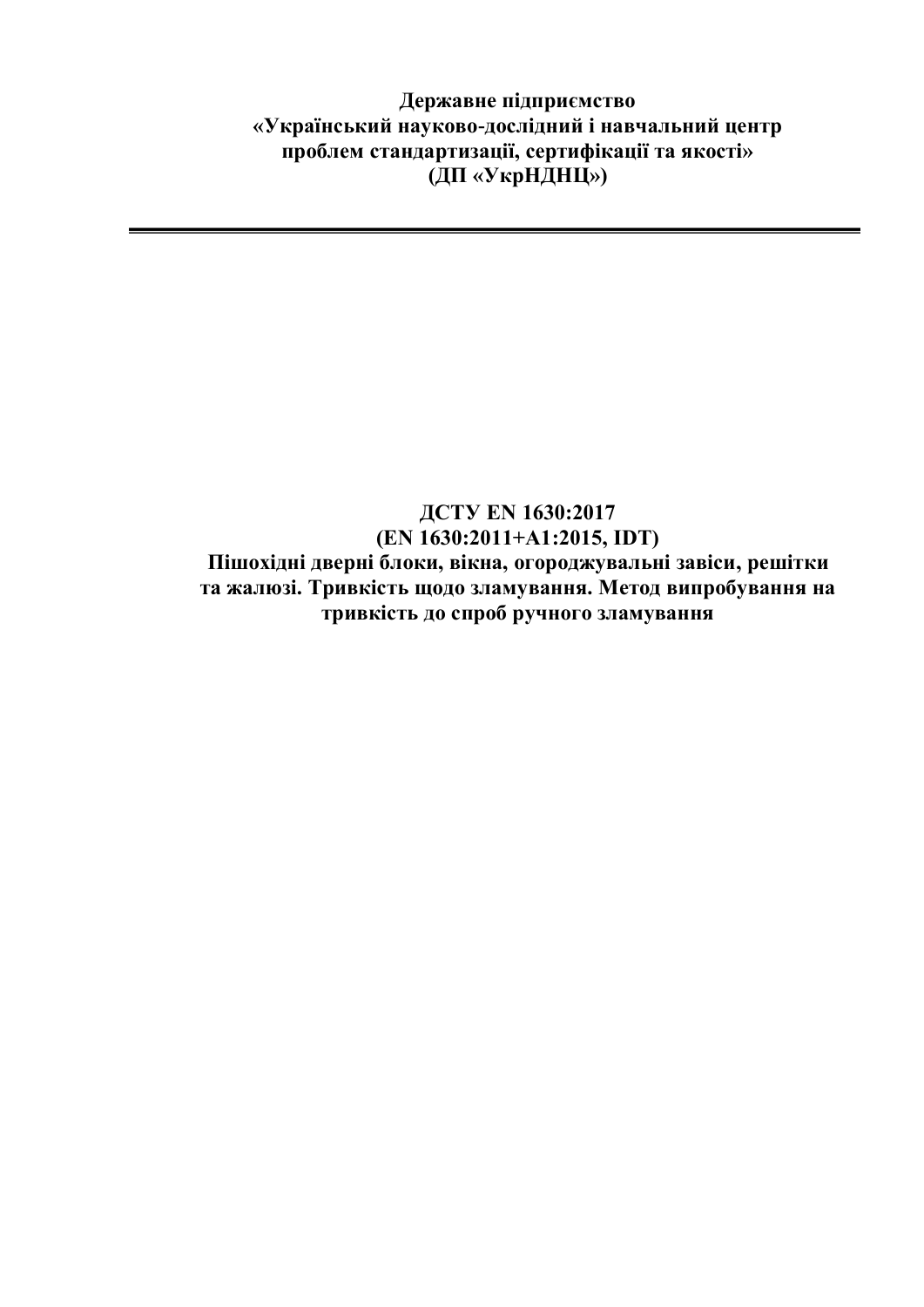**Державне підприємство**
**«Український науково-дослідний і навчальний центр**
**проблем стандартизації, сертифікації та якості»**
**(ДП «УкрНДНЦ»)**

---

# ДСТУ EN 1630:2017
# (EN 1630:2011+A1:2015, IDT)
# Пішохідні дверні блоки, вікна, огороджувальні завіси, решітки та жалюзі. Тривкість щодо зламування. Метод випробування на тривкість до спроб ручного зламування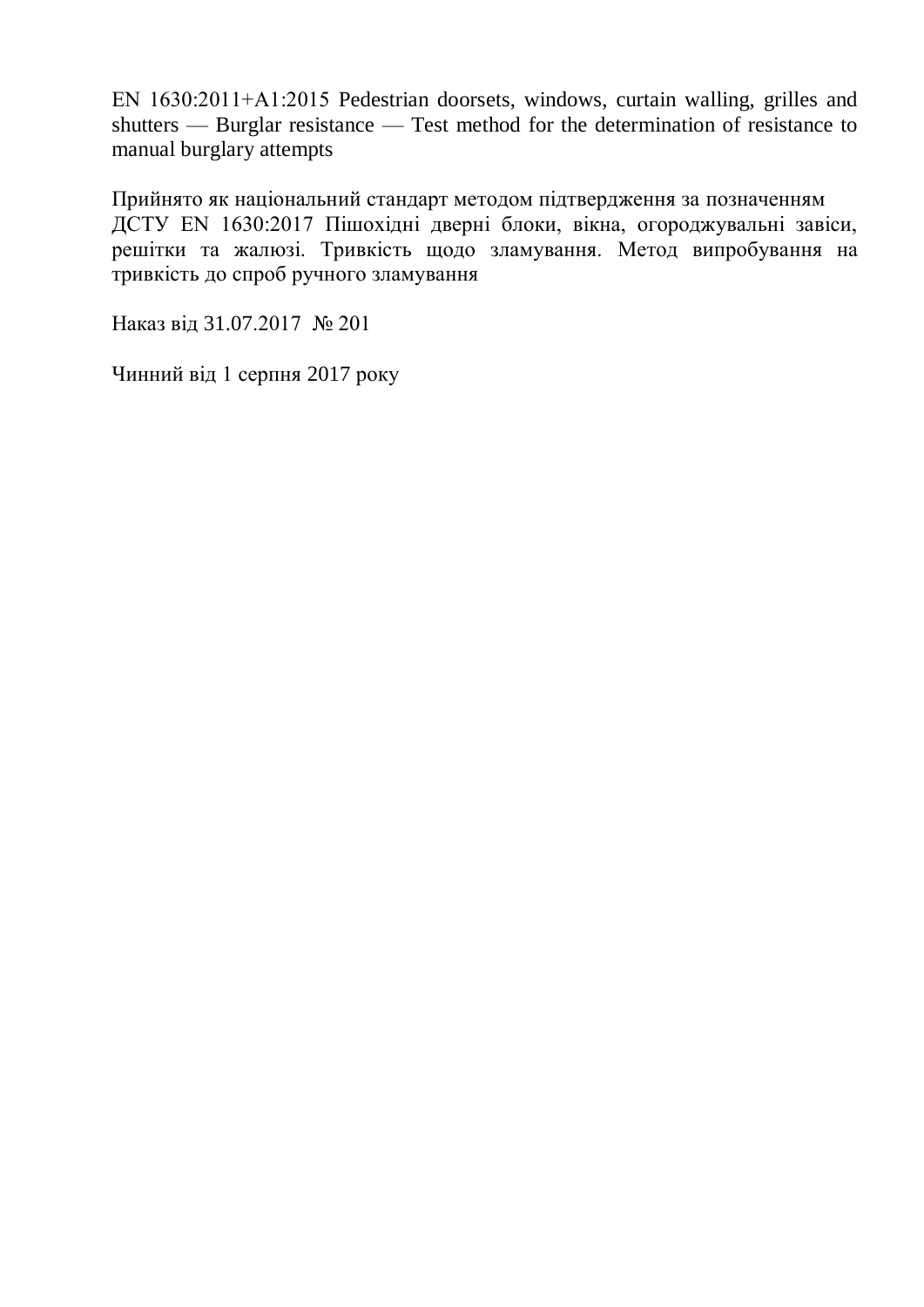EN 1630:2011+A1:2015 Pedestrian doorsets, windows, curtain walling, grilles and shutters — Burglar resistance — Test method for the determination of resistance to manual burglary attempts

Прийнято як національний стандарт методом підтвердження за позначенням ДСТУ EN 1630:2017 Пішохідні дверні блоки, вікна, огороджувальні завіси, решітки та жалюзі. Тривкість щодо зламування. Метод випробування на тривкість до спроб ручного зламування

Наказ від 31.07.2017 № 201

Чинний від 1 серпня 2017 року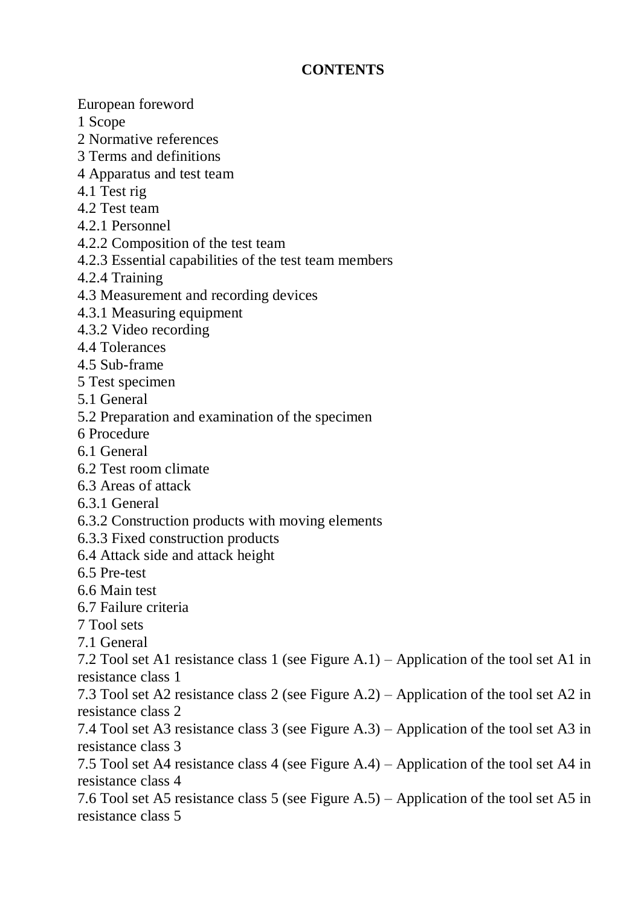**CONTENTS**

European foreword  
1 Scope  
2 Normative references  
3 Terms and definitions  
4 Apparatus and test team  
4.1 Test rig  
4.2 Test team  
4.2.1 Personnel  
4.2.2 Composition of the test team  
4.2.3 Essential capabilities of the test team members  
4.2.4 Training  
4.3 Measurement and recording devices  
4.3.1 Measuring equipment  
4.3.2 Video recording  
4.4 Tolerances  
4.5 Sub-frame  
5 Test specimen  
5.1 General  
5.2 Preparation and examination of the specimen  
6 Procedure  
6.1 General  
6.2 Test room climate  
6.3 Areas of attack  
6.3.1 General  
6.3.2 Construction products with moving elements  
6.3.3 Fixed construction products  
6.4 Attack side and attack height  
6.5 Pre-test  
6.6 Main test  
6.7 Failure criteria  
7 Tool sets  
7.1 General  
7.2 Tool set A1 resistance class 1 (see Figure A.1) – Application of the tool set A1 in resistance class 1  
7.3 Tool set A2 resistance class 2 (see Figure A.2) – Application of the tool set A2 in resistance class 2  
7.4 Tool set A3 resistance class 3 (see Figure A.3) – Application of the tool set A3 in resistance class 3  
7.5 Tool set A4 resistance class 4 (see Figure A.4) – Application of the tool set A4 in resistance class 4  
7.6 Tool set A5 resistance class 5 (see Figure A.5) – Application of the tool set A5 in resistance class 5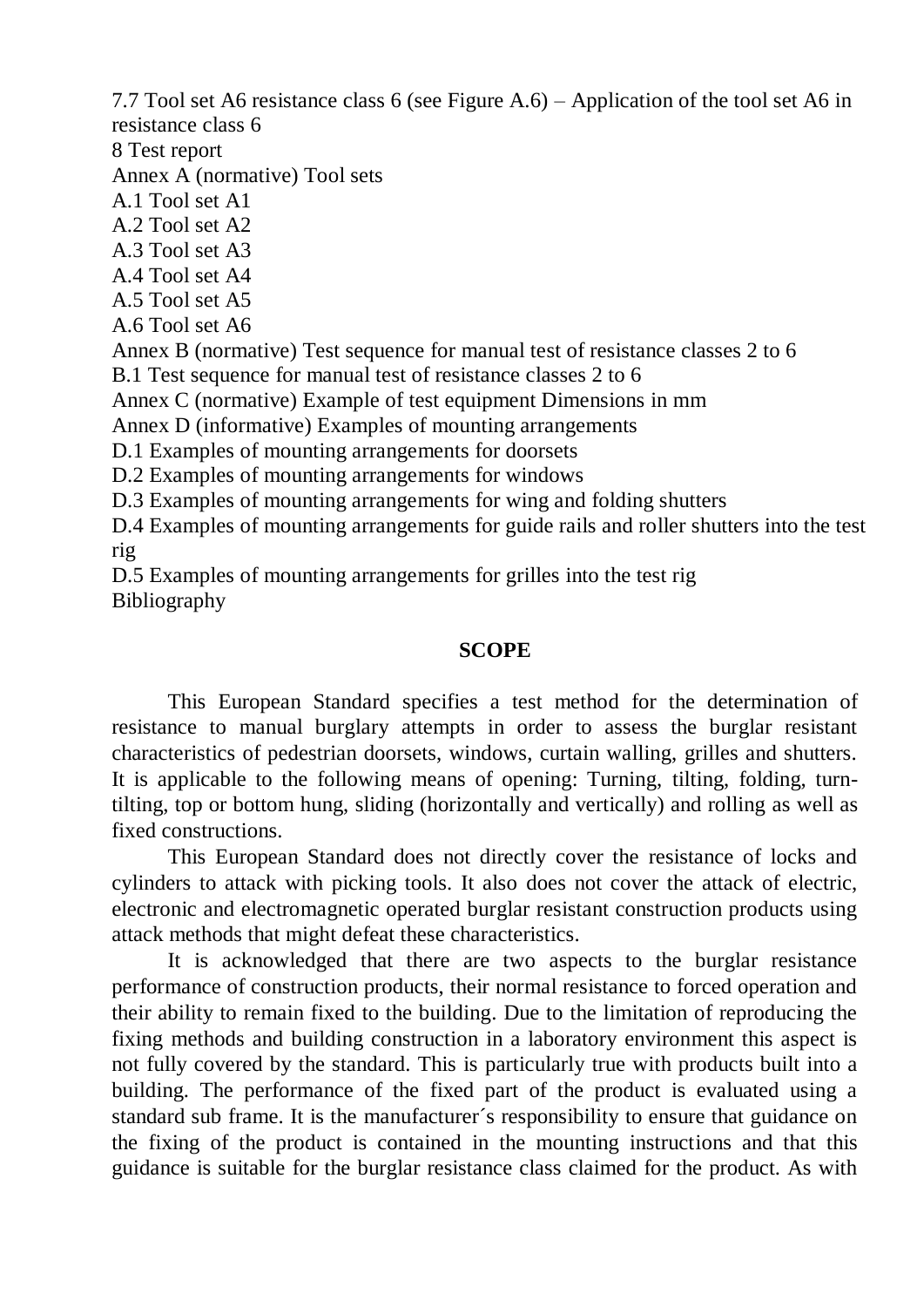7.7 Tool set A6 resistance class 6 (see Figure A.6) – Application of the tool set A6 in resistance class 6

8 Test report

Annex A (normative) Tool sets

A.1 Tool set A1

A.2 Tool set A2

A.3 Tool set A3

A.4 Tool set A4

A.5 Tool set A5

A.6 Tool set A6

Annex B (normative) Test sequence for manual test of resistance classes 2 to 6

B.1 Test sequence for manual test of resistance classes 2 to 6

Annex C (normative) Example of test equipment Dimensions in mm

Annex D (informative) Examples of mounting arrangements

D.1 Examples of mounting arrangements for doorsets

D.2 Examples of mounting arrangements for windows

D.3 Examples of mounting arrangements for wing and folding shutters

D.4 Examples of mounting arrangements for guide rails and roller shutters into the test rig

D.5 Examples of mounting arrangements for grilles into the test rig

Bibliography

## SCOPE

This European Standard specifies a test method for the determination of resistance to manual burglary attempts in order to assess the burglar resistant characteristics of pedestrian doorsets, windows, curtain walling, grilles and shutters. It is applicable to the following means of opening: Turning, tilting, folding, turn-tilting, top or bottom hung, sliding (horizontally and vertically) and rolling as well as fixed constructions.

This European Standard does not directly cover the resistance of locks and cylinders to attack with picking tools. It also does not cover the attack of electric, electronic and electromagnetic operated burglar resistant construction products using attack methods that might defeat these characteristics.

It is acknowledged that there are two aspects to the burglar resistance performance of construction products, their normal resistance to forced operation and their ability to remain fixed to the building. Due to the limitation of reproducing the fixing methods and building construction in a laboratory environment this aspect is not fully covered by the standard. This is particularly true with products built into a building. The performance of the fixed part of the product is evaluated using a standard sub frame. It is the manufacturer´s responsibility to ensure that guidance on the fixing of the product is contained in the mounting instructions and that this guidance is suitable for the burglar resistance class claimed for the product. As with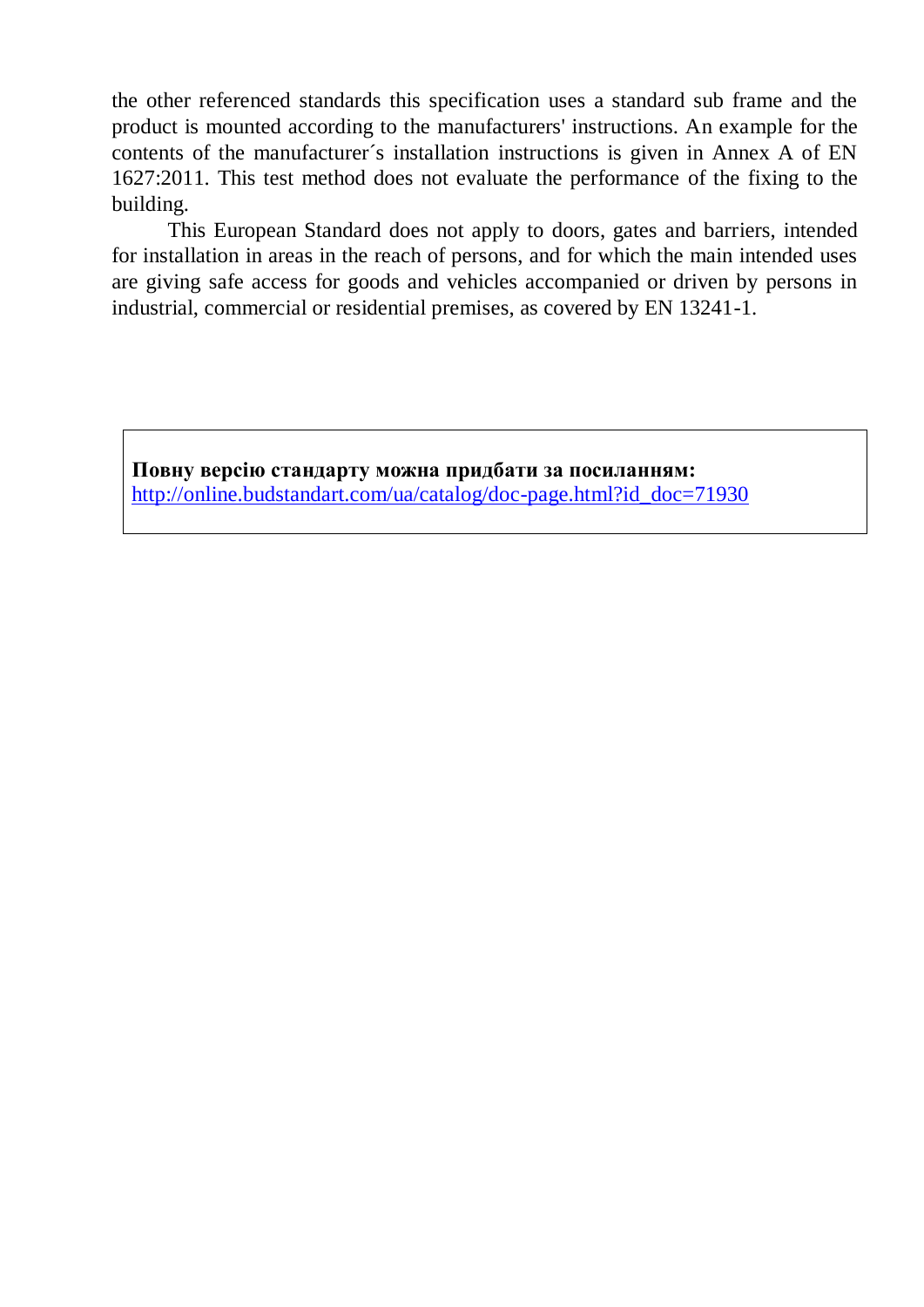the other referenced standards this specification uses a standard sub frame and the product is mounted according to the manufacturers' instructions. An example for the contents of the manufacturer´s installation instructions is given in Annex A of EN 1627:2011. This test method does not evaluate the performance of the fixing to the building.

This European Standard does not apply to doors, gates and barriers, intended for installation in areas in the reach of persons, and for which the main intended uses are giving safe access for goods and vehicles accompanied or driven by persons in industrial, commercial or residential premises, as covered by EN 13241-1.

**Повну версію стандарту можна придбати за посиланням:**
http://online.budstandart.com/ua/catalog/doc-page.html?id_doc=71930